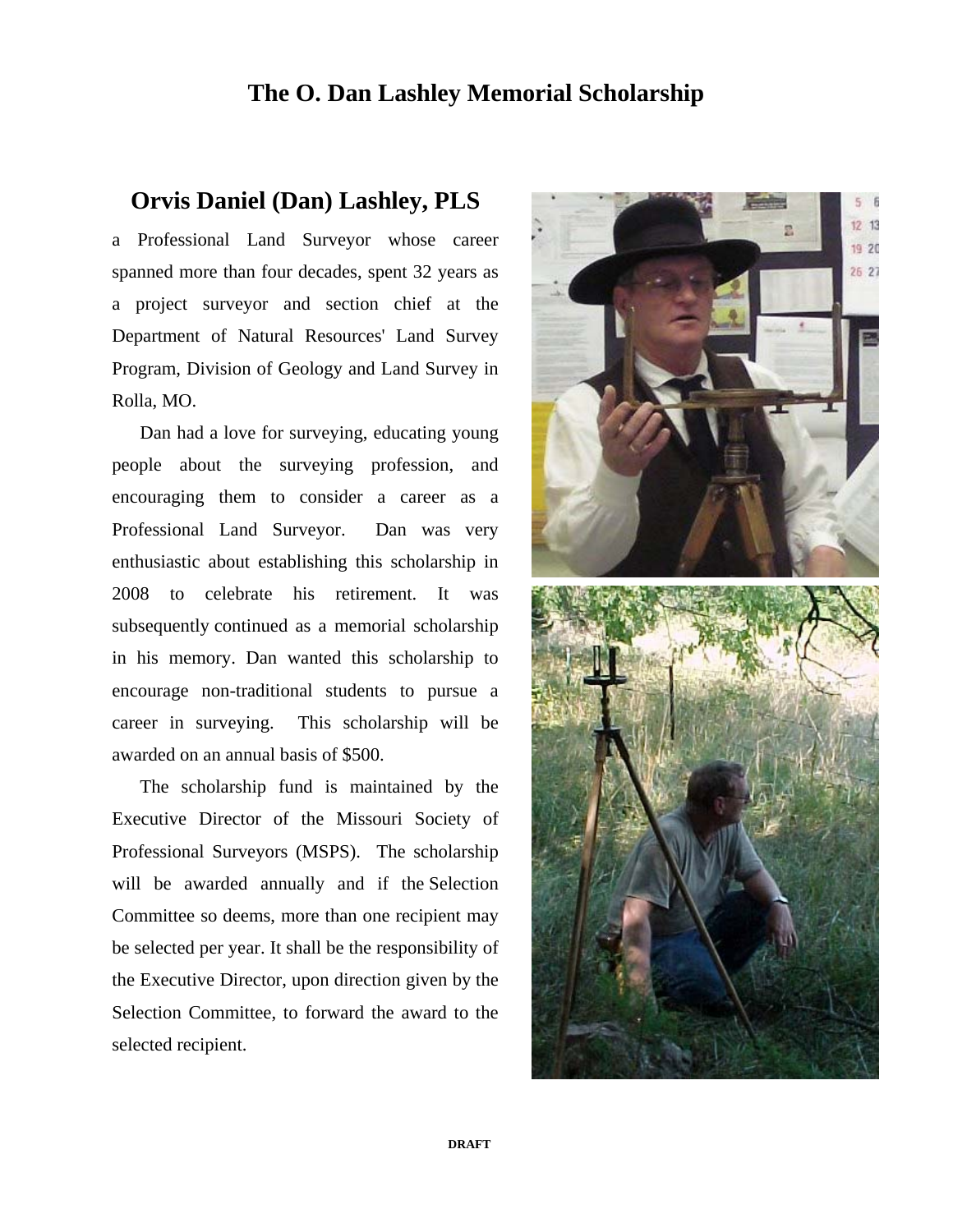# The O. Dan Lashley Memorial Scholarship

## Orvis Daniel (Dan) Lashley, PLS

a Professional Land Surveyor whose career spanned more than four decades, spent 32 years as a project surveyor and section chief at the Department of Natural Resources' Land Survey Program, Division of Geology and Land Survey in Rolla, MO.

Dan had a love for surveying, educating young people about the surveying profession, and encouraging them to consider a career as a Professional Land Surveyor. Dan was very enthusiastic about establishing this scholarship in 2008 to celebrate his retirement. It was subsequently continued as a memorial scholarship in his memory. Dan wanted this scholarship to encourage non-traditional students to pursue a career in surveying. This scholarship will be awarded on an annual basis of $500.

The scholarship fund is maintained by the Executive Director of the Missouri Society of Professional Surveyors (MSPS). The scholarship will be awarded annually and if the Selection Committee so deems, more than one recipient may be selected per year. It shall be the responsibility of the Executive Director, upon direction given by the Selection Committee, to forward the award to the selected recipient.

DRAFT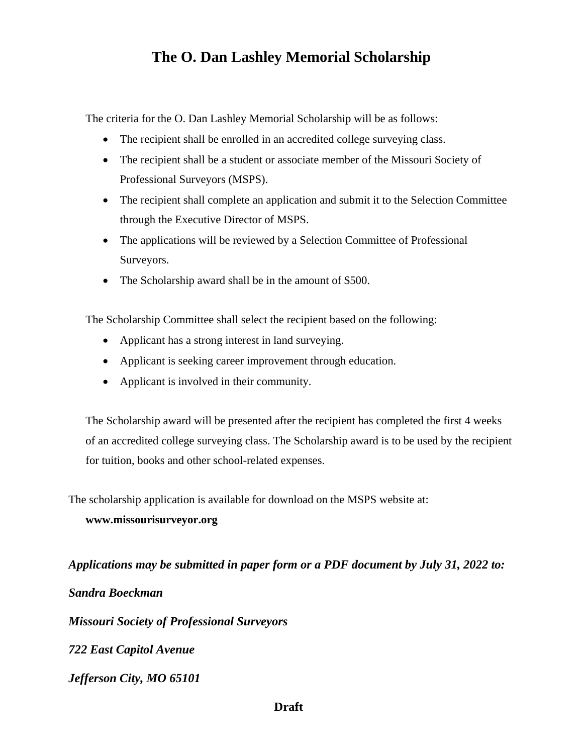# The O. Dan Lashley Memorial Scholarship

The criteria for the O. Dan Lashley Memorial Scholarship will be as follows:

- The recipient shall be enrolled in an accredited college surveying class.
- The recipient shall be a student or associate member of the Missouri Society of Professional Surveyors (MSPS).
- The recipient shall complete an application and submit it to the Selection Committee through the Executive Director of MSPS.
- The applications will be reviewed by a Selection Committee of Professional Surveyors.
- The Scholarship award shall be in the amount of $500.

The Scholarship Committee shall select the recipient based on the following:

- Applicant has a strong interest in land surveying.
- Applicant is seeking career improvement through education.
- Applicant is involved in their community.

The Scholarship award will be presented after the recipient has completed the first 4 weeks of an accredited college surveying class. The Scholarship award is to be used by the recipient for tuition, books and other school-related expenses.

The scholarship application is available for download on the MSPS website at:

**www.missourisurveyor.org**

***Applications may be submitted in paper form or a PDF document by July 31, 2022 to:***

***Sandra Boeckman***

***Missouri Society of Professional Surveyors***

***722 East Capitol Avenue***

***Jefferson City, MO 65101***

**Draft**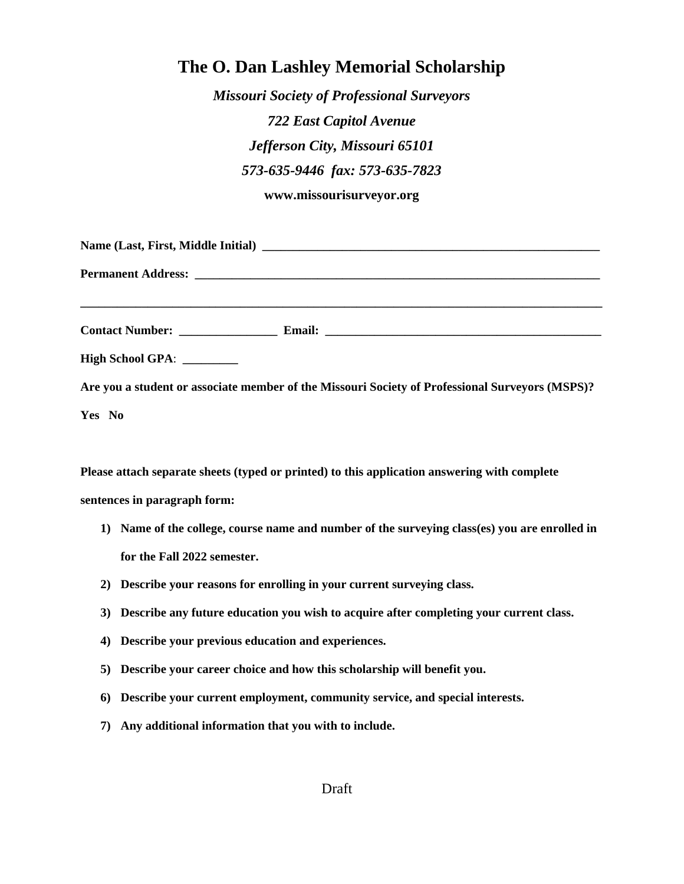# The O. Dan Lashley Memorial Scholarship

***Missouri Society of Professional Surveyors***

***722 East Capitol Avenue***

***Jefferson City, Missouri 65101***

***573-635-9446 fax: 573-635-7823***

**www.missourisurveyor.org**

**Name (Last, First, Middle Initial)** ________________________________________________________

**Permanent Address:** ____________________________________________________________________

_______________________________________________________________________________________

**Contact Number:** ________________ **Email:** _______________________________________________

**High School GPA**: _________

**Are you a student or associate member of the Missouri Society of Professional Surveyors (MSPS)?**

**Yes No**

**Please attach separate sheets (typed or printed) to this application answering with complete sentences in paragraph form:**

1) **Name of the college, course name and number of the surveying class(es) you are enrolled in for the Fall 2022 semester.**
2) **Describe your reasons for enrolling in your current surveying class.**
3) **Describe any future education you wish to acquire after completing your current class.**
4) **Describe your previous education and experiences.**
5) **Describe your career choice and how this scholarship will benefit you.**
6) **Describe your current employment, community service, and special interests.**
7) **Any additional information that you with to include.**

Draft